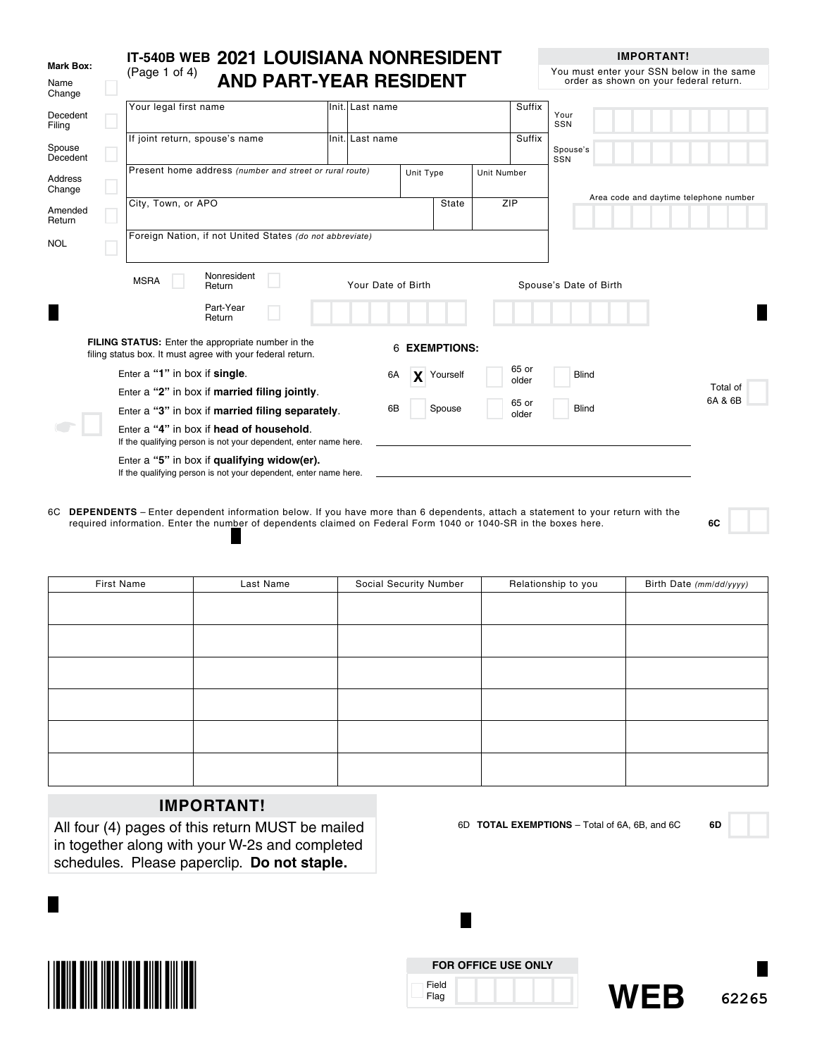**Mark Box:**

- Name Change ☐
- Decedent Filing ☐
- Spouse Decedent ☐
- Address Change ☐
- Amended Return ☐
- NOL ☐

# IT-540B WEB 2021 LOUISIANA NONRESIDENT AND PART-YEAR RESIDENT

(Page 1 of 4)

**IMPORTANT!**
You must enter your SSN below in the same order as shown on your federal return.

| Your legal first name | Init. | Last name | Suffix |
|---|---|---|---|
| If joint return, spouse's name | Init. | Last name | Suffix |

Your SSN

Spouse's SSN

| Present home address *(number and street or rural route)* | Unit Type | Unit Number |
|---|---|---|
| City, Town, or APO | State | ZIP |
| Foreign Nation, if not United States *(do not abbreviate)* | | |

Area code and daytime telephone number

MSRA ☐ Nonresident Return ☐ Part-Year Return ☐

Your Date of Birth

Spouse's Date of Birth

**FILING STATUS:** Enter the appropriate number in the filing status box. It must agree with your federal return.

- Enter a **"1"** in box if **single**.
- Enter a **"2"** in box if **married filing jointly**.
- Enter a **"3"** in box if **married filing separately**.
- Enter a **"4"** in box if **head of household**.
  If the qualifying person is not your dependent, enter name here.
- Enter a **"5"** in box if **qualifying widow(er).**
  If the qualifying person is not your dependent, enter name here.

6 **EXEMPTIONS:**

- 6A [X] Yourself ☐ 65 or older ☐ Blind
- 6B ☐ Spouse ☐ 65 or older ☐ Blind

Total of 6A & 6B

6C **DEPENDENTS** – Enter dependent information below. If you have more than 6 dependents, attach a statement to your return with the required information. Enter the number of dependents claimed on Federal Form 1040 or 1040-SR in the boxes here. **6C**

| First Name | Last Name | Social Security Number | Relationship to you | Birth Date *(mm/dd/yyyy)* |
|---|---|---|---|---|
| | | | | |
| | | | | |
| | | | | |
| | | | | |
| | | | | |
| | | | | |

**IMPORTANT!**
All four (4) pages of this return MUST be mailed in together along with your W-2s and completed schedules. Please paperclip. **Do not staple.**

6D **TOTAL EXEMPTIONS** – Total of 6A, 6B, and 6C **6D**

**FOR OFFICE USE ONLY**
Field Flag

**WEB** 62265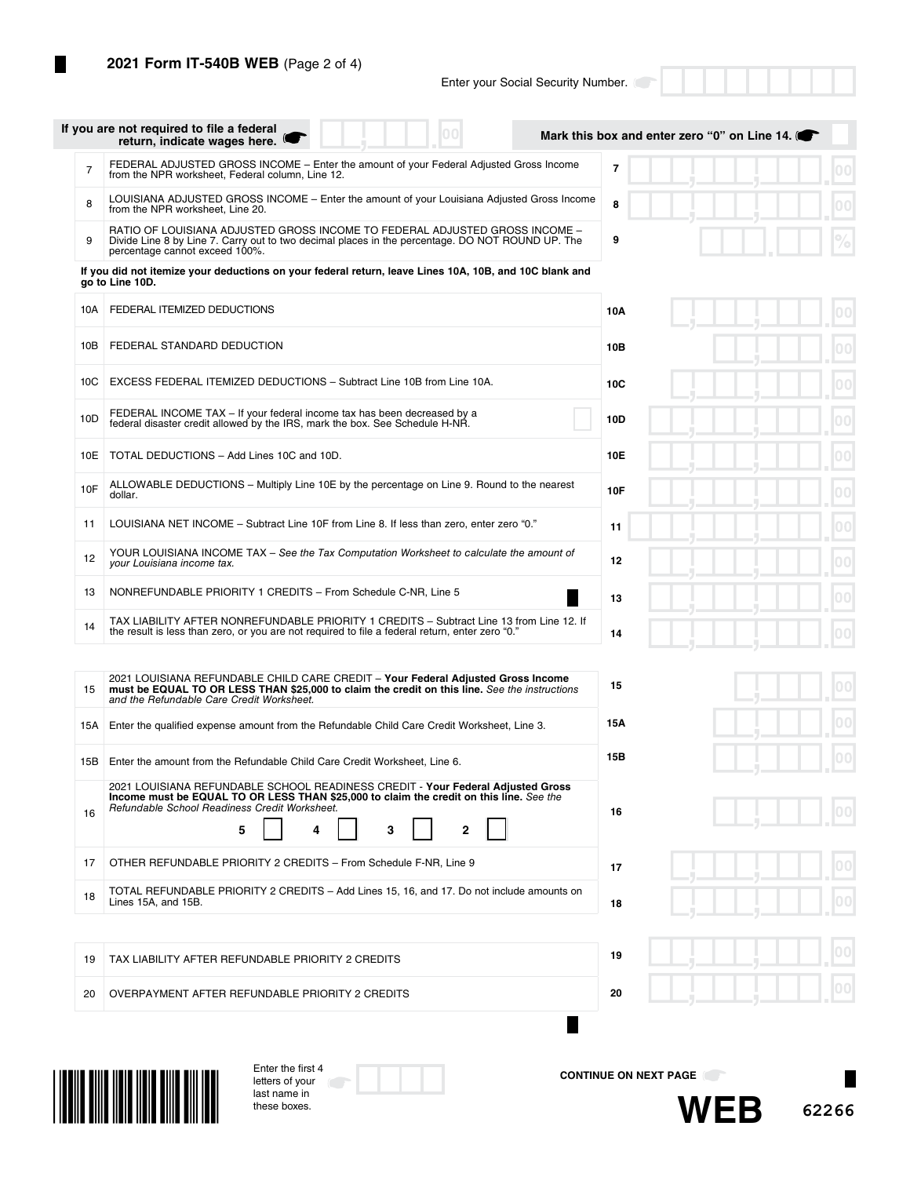## 2021 Form IT-540B WEB (Page 2 of 4)

Enter your Social Security Number.

**If you are not required to file a federal return, indicate wages here.** | **Mark this box and enter zero "0" on Line 14.**

| Line | Description | | Amount |
|---|---|---|---|
| 7 | FEDERAL ADJUSTED GROSS INCOME – Enter the amount of your Federal Adjusted Gross Income from the NPR worksheet, Federal column, Line 12. | 7 | .00 |
| 8 | LOUISIANA ADJUSTED GROSS INCOME – Enter the amount of your Louisiana Adjusted Gross Income from the NPR worksheet, Line 20. | 8 | .00 |
| 9 | RATIO OF LOUISIANA ADJUSTED GROSS INCOME TO FEDERAL ADJUSTED GROSS INCOME – Divide Line 8 by Line 7. Carry out to two decimal places in the percentage. DO NOT ROUND UP. The percentage cannot exceed 100%. | 9 | . % |

**If you did not itemize your deductions on your federal return, leave Lines 10A, 10B, and 10C blank and go to Line 10D.**

| Line | Description | | Amount |
|---|---|---|---|
| 10A | FEDERAL ITEMIZED DEDUCTIONS | 10A | .00 |
| 10B | FEDERAL STANDARD DEDUCTION | 10B | .00 |
| 10C | EXCESS FEDERAL ITEMIZED DEDUCTIONS – Subtract Line 10B from Line 10A. | 10C | .00 |
| 10D | FEDERAL INCOME TAX – If your federal income tax has been decreased by a federal disaster credit allowed by the IRS, mark the box. See Schedule H-NR. | 10D | .00 |
| 10E | TOTAL DEDUCTIONS – Add Lines 10C and 10D. | 10E | .00 |
| 10F | ALLOWABLE DEDUCTIONS – Multiply Line 10E by the percentage on Line 9. Round to the nearest dollar. | 10F | .00 |
| 11 | LOUISIANA NET INCOME – Subtract Line 10F from Line 8. If less than zero, enter zero "0." | 11 | .00 |
| 12 | YOUR LOUISIANA INCOME TAX – *See the Tax Computation Worksheet to calculate the amount of your Louisiana income tax.* | 12 | .00 |
| 13 | NONREFUNDABLE PRIORITY 1 CREDITS – From Schedule C-NR, Line 5 | 13 | .00 |
| 14 | TAX LIABILITY AFTER NONREFUNDABLE PRIORITY 1 CREDITS – Subtract Line 13 from Line 12. If the result is less than zero, or you are not required to file a federal return, enter zero "0." | 14 | .00 |

| Line | Description | | Amount |
|---|---|---|---|
| 15 | 2021 LOUISIANA REFUNDABLE CHILD CARE CREDIT – **Your Federal Adjusted Gross Income must be EQUAL TO OR LESS THAN $25,000 to claim the credit on this line.** *See the instructions and the Refundable Care Credit Worksheet.* | 15 | .00 |
| 15A | Enter the qualified expense amount from the Refundable Child Care Credit Worksheet, Line 3. | 15A | .00 |
| 15B | Enter the amount from the Refundable Child Care Credit Worksheet, Line 6. | 15B | .00 |
| 16 | 2021 LOUISIANA REFUNDABLE SCHOOL READINESS CREDIT - **Your Federal Adjusted Gross Income must be EQUAL TO OR LESS THAN $25,000 to claim the credit on this line.** *See the Refundable School Readiness Credit Worksheet.* 5 ☐ 4 ☐ 3 ☐ 2 ☐ | 16 | .00 |
| 17 | OTHER REFUNDABLE PRIORITY 2 CREDITS – From Schedule F-NR, Line 9 | 17 | .00 |
| 18 | TOTAL REFUNDABLE PRIORITY 2 CREDITS – Add Lines 15, 16, and 17. Do not include amounts on Lines 15A, and 15B. | 18 | .00 |

| Line | Description | | Amount |
|---|---|---|---|
| 19 | TAX LIABILITY AFTER REFUNDABLE PRIORITY 2 CREDITS | 19 | .00 |
| 20 | OVERPAYMENT AFTER REFUNDABLE PRIORITY 2 CREDITS | 20 | .00 |

Enter the first 4 letters of your last name in these boxes.

**CONTINUE ON NEXT PAGE**

**WEB** 62266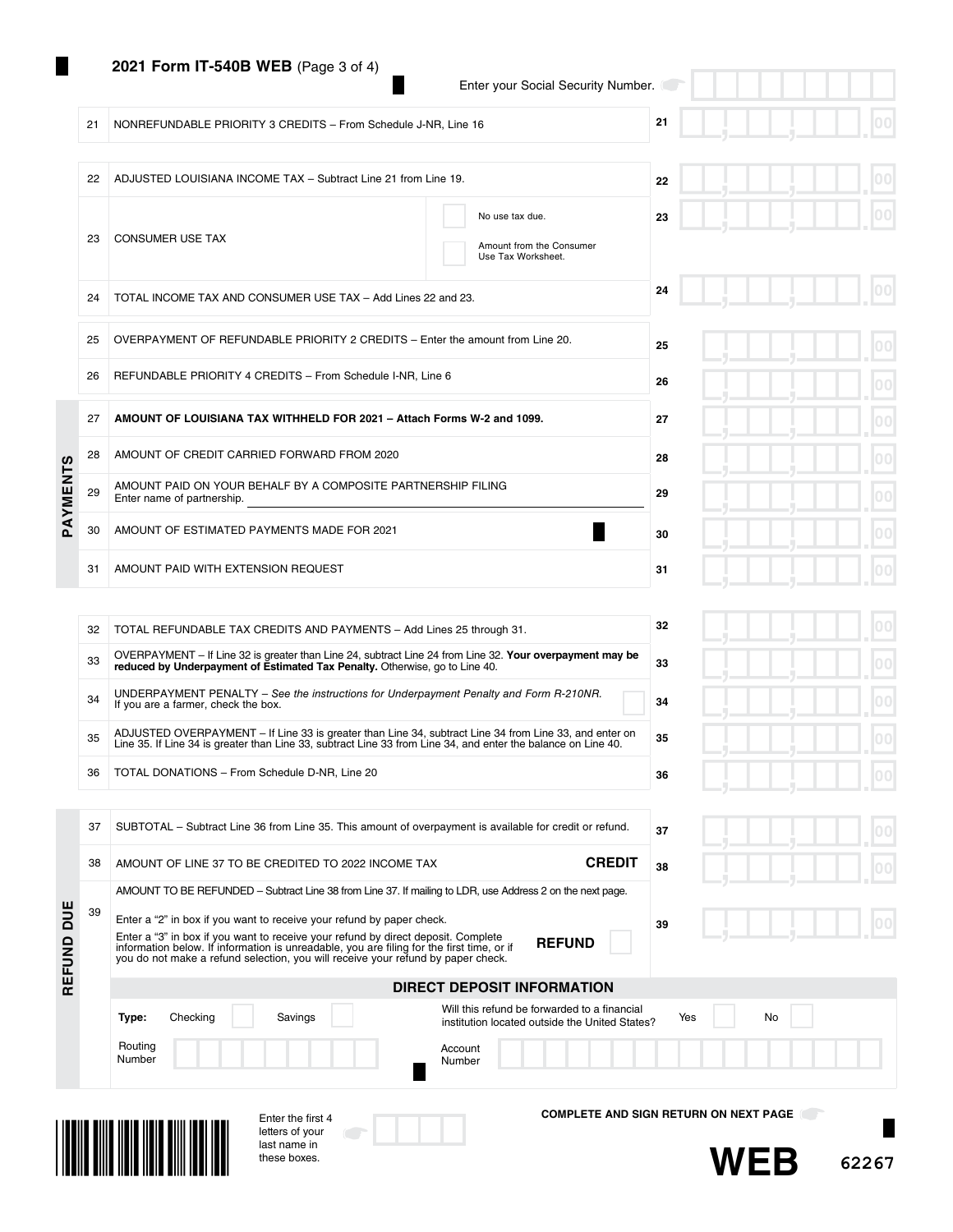## 2021 Form IT-540B WEB (Page 3 of 4)

Enter your Social Security Number.

| Line | Description | Line | Amount |
|---|---|---|---|
| 21 | NONREFUNDABLE PRIORITY 3 CREDITS – From Schedule J-NR, Line 16 | 21 | .00 |
| 22 | ADJUSTED LOUISIANA INCOME TAX – Subtract Line 21 from Line 19. | 22 | .00 |
| 23 | CONSUMER USE TAX ☐ No use tax due. ☐ Amount from the Consumer Use Tax Worksheet. | 23 | .00 |
| 24 | TOTAL INCOME TAX AND CONSUMER USE TAX – Add Lines 22 and 23. | 24 | .00 |
| 25 | OVERPAYMENT OF REFUNDABLE PRIORITY 2 CREDITS – Enter the amount from Line 20. | 25 | .00 |
| 26 | REFUNDABLE PRIORITY 4 CREDITS – From Schedule I-NR, Line 6 | 26 | .00 |

### PAYMENTS

| Line | Description | Line | Amount |
|---|---|---|---|
| 27 | **AMOUNT OF LOUISIANA TAX WITHHELD FOR 2021 – Attach Forms W-2 and 1099.** | 27 | .00 |
| 28 | AMOUNT OF CREDIT CARRIED FORWARD FROM 2020 | 28 | .00 |
| 29 | AMOUNT PAID ON YOUR BEHALF BY A COMPOSITE PARTNERSHIP FILING<br>Enter name of partnership. | 29 | .00 |
| 30 | AMOUNT OF ESTIMATED PAYMENTS MADE FOR 2021 | 30 | .00 |
| 31 | AMOUNT PAID WITH EXTENSION REQUEST | 31 | .00 |

| Line | Description | Line | Amount |
|---|---|---|---|
| 32 | TOTAL REFUNDABLE TAX CREDITS AND PAYMENTS – Add Lines 25 through 31. | 32 | .00 |
| 33 | OVERPAYMENT – If Line 32 is greater than Line 24, subtract Line 24 from Line 32. **Your overpayment may be reduced by Underpayment of Estimated Tax Penalty.** Otherwise, go to Line 40. | 33 | .00 |
| 34 | UNDERPAYMENT PENALTY – *See the instructions for Underpayment Penalty and Form R-210NR.* If you are a farmer, check the box. ☐ | 34 | .00 |
| 35 | ADJUSTED OVERPAYMENT – If Line 33 is greater than Line 34, subtract Line 34 from Line 33, and enter on Line 35. If Line 34 is greater than Line 33, subtract Line 33 from Line 34, and enter the balance on Line 40. | 35 | .00 |
| 36 | TOTAL DONATIONS – From Schedule D-NR, Line 20 | 36 | .00 |

### REFUND DUE

| Line | Description | Line | Amount |
|---|---|---|---|
| 37 | SUBTOTAL – Subtract Line 36 from Line 35. This amount of overpayment is available for credit or refund. | 37 | .00 |
| 38 | AMOUNT OF LINE 37 TO BE CREDITED TO 2022 INCOME TAX **CREDIT** | 38 | .00 |
| 39 | AMOUNT TO BE REFUNDED – Subtract Line 38 from Line 37. If mailing to LDR, use Address 2 on the next page.<br>Enter a "2" in box if you want to receive your refund by paper check.<br>Enter a "3" in box if you want to receive your refund by direct deposit. Complete information below. If information is unreadable, you are filing for the first time, or if you do not make a refund selection, you will receive your refund by paper check. **REFUND** ☐ | 39 | .00 |

**DIRECT DEPOSIT INFORMATION**

**Type:** Checking ☐ Savings ☐

Will this refund be forwarded to a financial institution located outside the United States? Yes ☐ No ☐

Routing Number

Account Number

Enter the first 4 letters of your last name in these boxes.

**COMPLETE AND SIGN RETURN ON NEXT PAGE**

**WEB** 62267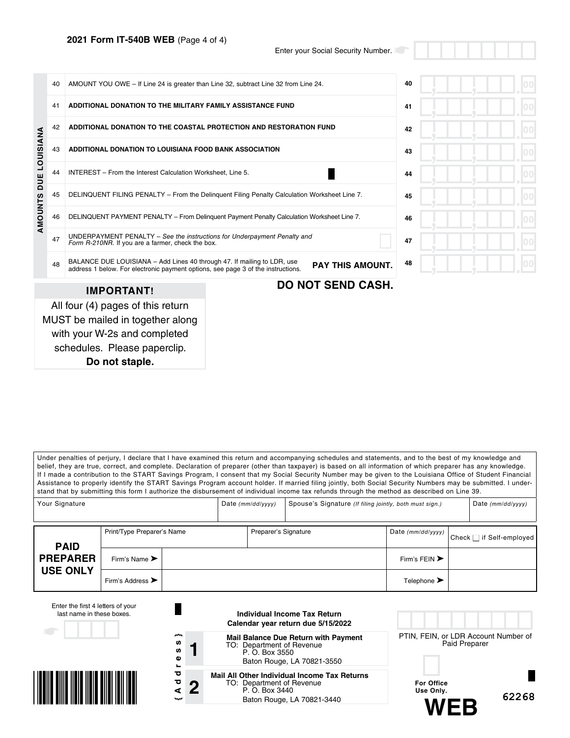**2021 Form IT-540B WEB** (Page 4 of 4)

Enter your Social Security Number.

## AMOUNTS DUE LOUISIANA

| Line | Description | Line | Amount |
|---|---|---|---|
| 40 | AMOUNT YOU OWE – If Line 24 is greater than Line 32, subtract Line 32 from Line 24. | 40 | .00 |
| 41 | **ADDITIONAL DONATION TO THE MILITARY FAMILY ASSISTANCE FUND** | 41 | .00 |
| 42 | **ADDITIONAL DONATION TO THE COASTAL PROTECTION AND RESTORATION FUND** | 42 | .00 |
| 43 | **ADDITIONAL DONATION TO LOUISIANA FOOD BANK ASSOCIATION** | 43 | .00 |
| 44 | INTEREST – From the Interest Calculation Worksheet, Line 5. | 44 | .00 |
| 45 | DELINQUENT FILING PENALTY – From the Delinquent Filing Penalty Calculation Worksheet Line 7. | 45 | .00 |
| 46 | DELINQUENT PAYMENT PENALTY – From Delinquent Payment Penalty Calculation Worksheet Line 7. | 46 | .00 |
| 47 | UNDERPAYMENT PENALTY – *See the instructions for Underpayment Penalty and Form R-210NR.* If you are a farmer, check the box. ☐ | 47 | .00 |
| 48 | BALANCE DUE LOUISIANA – Add Lines 40 through 47. If mailing to LDR, use address 1 below. For electronic payment options, see page 3 of the instructions. **PAY THIS AMOUNT.** | 48 | .00 |

**DO NOT SEND CASH.**

**IMPORTANT!**

All four (4) pages of this return MUST be mailed in together along with your W-2s and completed schedules. Please paperclip. **Do not staple.**

Under penalties of perjury, I declare that I have examined this return and accompanying schedules and statements, and to the best of my knowledge and belief, they are true, correct, and complete. Declaration of preparer (other than taxpayer) is based on all information of which preparer has any knowledge. If I made a contribution to the START Savings Program, I consent that my Social Security Number may be given to the Louisiana Office of Student Financial Assistance to properly identify the START Savings Program account holder. If married filing jointly, both Social Security Numbers may be submitted. I understand that by submitting this form I authorize the disbursement of individual income tax refunds through the method as described on Line 39.

| Your Signature | Date *(mm/dd/yyyy)* | Spouse's Signature *(If filing jointly, both must sign.)* | Date *(mm/dd/yyyy)* |
|---|---|---|---|
| | | | |

| **PAID PREPARER USE ONLY** | | | | |
|---|---|---|---|---|
| Print/Type Preparer's Name | | Preparer's Signature | Date *(mm/dd/yyyy)* | Check ☐ if Self-employed |
| Firm's Name ➤ | | | Firm's FEIN ➤ | |
| Firm's Address ➤ | | | Telephone ➤ | |

Enter the first 4 letters of your last name in these boxes.

**Individual Income Tax Return**
**Calendar year return due 5/15/2022**

{Address}

**1** **Mail Balance Due Return with Payment**
TO: Department of Revenue
P. O. Box 3550
Baton Rouge, LA 70821-3550

**2** **Mail All Other Individual Income Tax Returns**
TO: Department of Revenue
P. O. Box 3440
Baton Rouge, LA 70821-3440

PTIN, FEIN, or LDR Account Number of Paid Preparer

**For Office Use Only.**

**WEB**

62268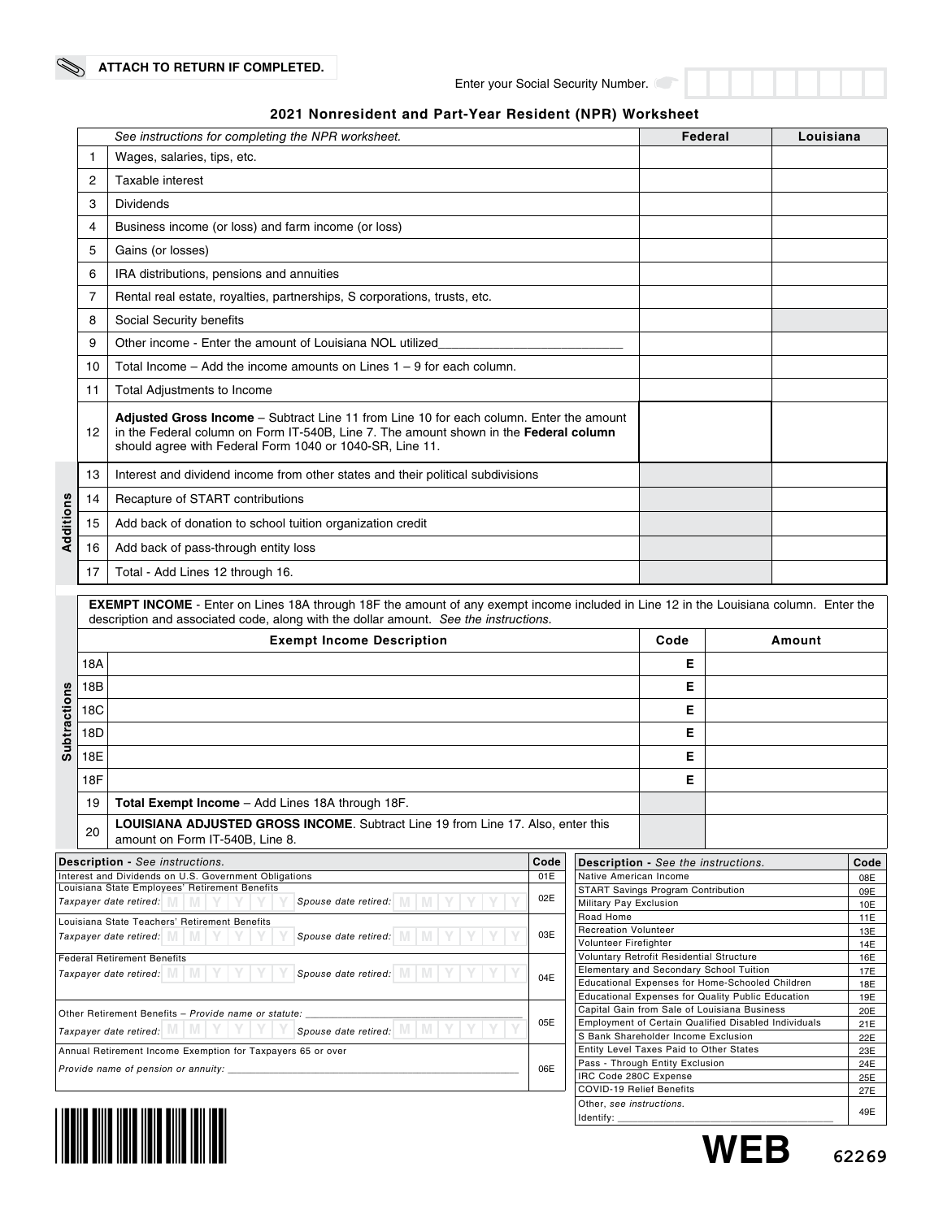**ATTACH TO RETURN IF COMPLETED.**

Enter your Social Security Number.

## 2021 Nonresident and Part-Year Resident (NPR) Worksheet

| | *See instructions for completing the NPR worksheet.* | Federal | Louisiana |
|---|---|---|---|
| 1 | Wages, salaries, tips, etc. | | |
| 2 | Taxable interest | | |
| 3 | Dividends | | |
| 4 | Business income (or loss) and farm income (or loss) | | |
| 5 | Gains (or losses) | | |
| 6 | IRA distributions, pensions and annuities | | |
| 7 | Rental real estate, royalties, partnerships, S corporations, trusts, etc. | | |
| 8 | Social Security benefits | | |
| 9 | Other income - Enter the amount of Louisiana NOL utilized___________________________ | | |
| 10 | Total Income – Add the income amounts on Lines 1 – 9 for each column. | | |
| 11 | Total Adjustments to Income | | |
| 12 | **Adjusted Gross Income** – Subtract Line 11 from Line 10 for each column. Enter the amount in the Federal column on Form IT-540B, Line 7. The amount shown in the **Federal column** should agree with Federal Form 1040 or 1040-SR, Line 11. | | |

**Additions**

| | | Federal | Louisiana |
|---|---|---|---|
| 13 | Interest and dividend income from other states and their political subdivisions | | |
| 14 | Recapture of START contributions | | |
| 15 | Add back of donation to school tuition organization credit | | |
| 16 | Add back of pass-through entity loss | | |
| 17 | Total - Add Lines 12 through 16. | | |

**Subtractions**

**EXEMPT INCOME** - Enter on Lines 18A through 18F the amount of any exempt income included in Line 12 in the Louisiana column. Enter the description and associated code, along with the dollar amount. *See the instructions.*

| | Exempt Income Description | Code | Amount |
|---|---|---|---|
| 18A | | E | |
| 18B | | E | |
| 18C | | E | |
| 18D | | E | |
| 18E | | E | |
| 18F | | E | |
| 19 | **Total Exempt Income** – Add Lines 18A through 18F. | | |
| 20 | **LOUISIANA ADJUSTED GROSS INCOME**. Subtract Line 19 from Line 17. Also, enter this amount on Form IT-540B, Line 8. | | |

| **Description** - *See instructions.* | **Code** |
|---|---|
| Interest and Dividends on U.S. Government Obligations | 01E |
| Louisiana State Employees' Retirement Benefits<br>*Taxpayer date retired:* MMYYYY *Spouse date retired:* MMYYYY | 02E |
| Louisiana State Teachers' Retirement Benefits<br>*Taxpayer date retired:* MMYYYY *Spouse date retired:* MMYYYY | 03E |
| Federal Retirement Benefits<br>*Taxpayer date retired:* MMYYYY *Spouse date retired:* MMYYYY | 04E |
| Other Retirement Benefits – *Provide name or statute:* ______________<br>*Taxpayer date retired:* MMYYYY *Spouse date retired:* MMYYYY | 05E |
| Annual Retirement Income Exemption for Taxpayers 65 or over<br>*Provide name of pension or annuity:* ______________ | 06E |

| **Description** - *See the instructions.* | **Code** |
|---|---|
| Native American Income | 08E |
| START Savings Program Contribution | 09E |
| Military Pay Exclusion | 10E |
| Road Home | 11E |
| Recreation Volunteer | 13E |
| Volunteer Firefighter | 14E |
| Voluntary Retrofit Residential Structure | 16E |
| Elementary and Secondary School Tuition | 17E |
| Educational Expenses for Home-Schooled Children | 18E |
| Educational Expenses for Quality Public Education | 19E |
| Capital Gain from Sale of Louisiana Business | 20E |
| Employment of Certain Qualified Disabled Individuals | 21E |
| S Bank Shareholder Income Exclusion | 22E |
| Entity Level Taxes Paid to Other States | 23E |
| Pass - Through Entity Exclusion | 24E |
| IRC Code 280C Expense | 25E |
| COVID-19 Relief Benefits | 27E |
| Other, *see instructions.*<br>Identify: ______________ | 49E |

**WEB** 62269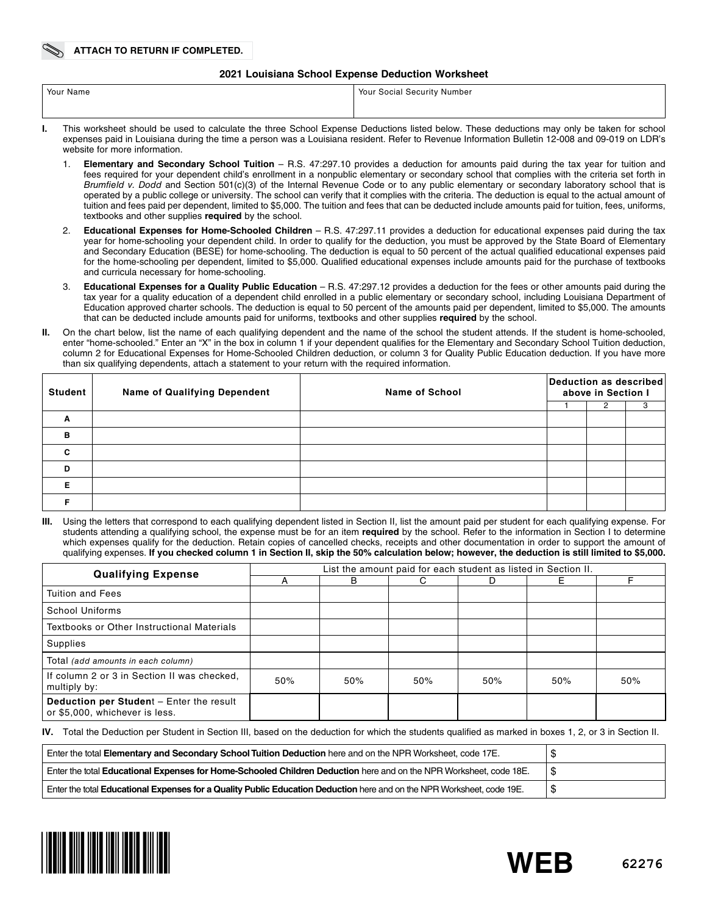ATTACH TO RETURN IF COMPLETED.

## 2021 Louisiana School Expense Deduction Worksheet

| Your Name | Your Social Security Number |
|---|---|
| | |

**I.** This worksheet should be used to calculate the three School Expense Deductions listed below. These deductions may only be taken for school expenses paid in Louisiana during the time a person was a Louisiana resident. Refer to Revenue Information Bulletin 12-008 and 09-019 on LDR's website for more information.

1. **Elementary and Secondary School Tuition** – R.S. 47:297.10 provides a deduction for amounts paid during the tax year for tuition and fees required for your dependent child's enrollment in a nonpublic elementary or secondary school that complies with the criteria set forth in *Brumfield v. Dodd* and Section 501(c)(3) of the Internal Revenue Code or to any public elementary or secondary laboratory school that is operated by a public college or university. The school can verify that it complies with the criteria. The deduction is equal to the actual amount of tuition and fees paid per dependent, limited to $5,000. The tuition and fees that can be deducted include amounts paid for tuition, fees, uniforms, textbooks and other supplies **required** by the school.
2. **Educational Expenses for Home-Schooled Children** – R.S. 47:297.11 provides a deduction for educational expenses paid during the tax year for home-schooling your dependent child. In order to qualify for the deduction, you must be approved by the State Board of Elementary and Secondary Education (BESE) for home-schooling. The deduction is equal to 50 percent of the actual qualified educational expenses paid for the home-schooling per dependent, limited to $5,000. Qualified educational expenses include amounts paid for the purchase of textbooks and curricula necessary for home-schooling.
3. **Educational Expenses for a Quality Public Education** – R.S. 47:297.12 provides a deduction for the fees or other amounts paid during the tax year for a quality education of a dependent child enrolled in a public elementary or secondary school, including Louisiana Department of Education approved charter schools. The deduction is equal to 50 percent of the amounts paid per dependent, limited to $5,000. The amounts that can be deducted include amounts paid for uniforms, textbooks and other supplies **required** by the school.

**II.** On the chart below, list the name of each qualifying dependent and the name of the school the student attends. If the student is home-schooled, enter "home-schooled." Enter an "X" in the box in column 1 if your dependent qualifies for the Elementary and Secondary School Tuition deduction, column 2 for Educational Expenses for Home-Schooled Children deduction, or column 3 for Quality Public Education deduction. If you have more than six qualifying dependents, attach a statement to your return with the required information.

| Student | Name of Qualifying Dependent | Name of School | Deduction as described above in Section I | | |
|---|---|---|---|---|---|
| | | | 1 | 2 | 3 |
| A | | | | | |
| B | | | | | |
| C | | | | | |
| D | | | | | |
| E | | | | | |
| F | | | | | |

**III.** Using the letters that correspond to each qualifying dependent listed in Section II, list the amount paid per student for each qualifying expense. For students attending a qualifying school, the expense must be for an item **required** by the school. Refer to the information in Section I to determine which expenses qualify for the deduction. Retain copies of cancelled checks, receipts and other documentation in order to support the amount of qualifying expenses. **If you checked column 1 in Section II, skip the 50% calculation below; however, the deduction is still limited to $5,000.**

| Qualifying Expense | List the amount paid for each student as listed in Section II. | | | | | |
|---|---|---|---|---|---|---|
| | A | B | C | D | E | F |
| Tuition and Fees | | | | | | |
| School Uniforms | | | | | | |
| Textbooks or Other Instructional Materials | | | | | | |
| Supplies | | | | | | |
| Total *(add amounts in each column)* | | | | | | |
| If column 2 or 3 in Section II was checked, multiply by: | 50% | 50% | 50% | 50% | 50% | 50% |
| **Deduction per Student** – Enter the result or $5,000, whichever is less. | | | | | | |

**IV.** Total the Deduction per Student in Section III, based on the deduction for which the students qualified as marked in boxes 1, 2, or 3 in Section II.

| | |
|---|---|
| Enter the total **Elementary and Secondary School Tuition Deduction** here and on the NPR Worksheet, code 17E. | $ |
| Enter the total **Educational Expenses for Home-Schooled Children Deduction** here and on the NPR Worksheet, code 18E. | $ |
| Enter the total **Educational Expenses for a Quality Public Education Deduction** here and on the NPR Worksheet, code 19E. | $ |

WEB 62276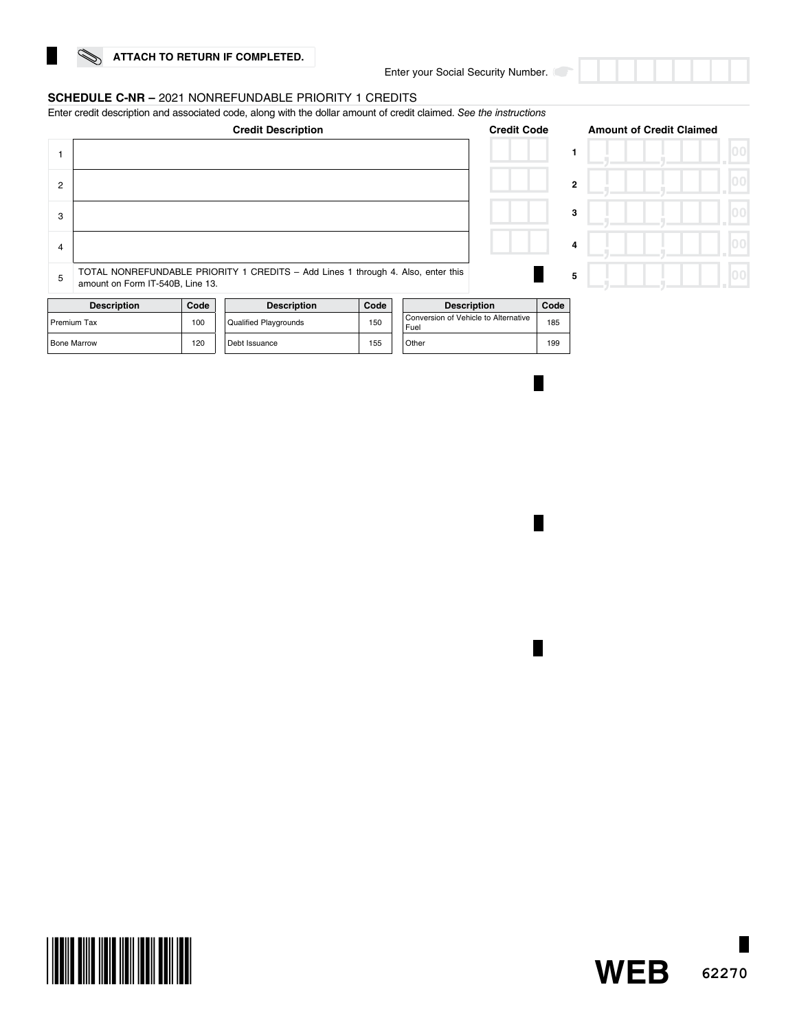ATTACH TO RETURN IF COMPLETED.

Enter your Social Security Number.

## SCHEDULE C-NR – 2021 NONREFUNDABLE PRIORITY 1 CREDITS

Enter credit description and associated code, along with the dollar amount of credit claimed. *See the instructions*

| | Credit Description | Credit Code | | Amount of Credit Claimed |
|---|---|---|---|---|
| 1 | | | 1 | .00 |
| 2 | | | 2 | .00 |
| 3 | | | 3 | .00 |
| 4 | | | 4 | .00 |
| 5 | TOTAL NONREFUNDABLE PRIORITY 1 CREDITS – Add Lines 1 through 4. Also, enter this amount on Form IT-540B, Line 13. | | 5 | .00 |

| Description | Code | Description | Code | Description | Code |
|---|---|---|---|---|---|
| Premium Tax | 100 | Qualified Playgrounds | 150 | Conversion of Vehicle to Alternative Fuel | 185 |
| Bone Marrow | 120 | Debt Issuance | 155 | Other | 199 |

WEB 62270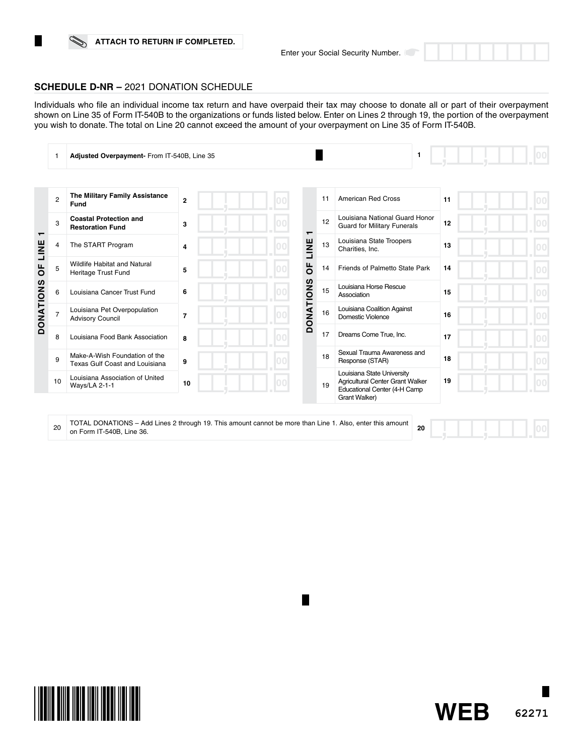ATTACH TO RETURN IF COMPLETED.

Enter your Social Security Number.

## SCHEDULE D-NR – 2021 DONATION SCHEDULE

Individuals who file an individual income tax return and have overpaid their tax may choose to donate all or part of their overpayment shown on Line 35 of Form IT-540B to the organizations or funds listed below. Enter on Lines 2 through 19, the portion of the overpayment you wish to donate. The total on Line 20 cannot exceed the amount of your overpayment on Line 35 of Form IT-540B.

| Line | Description | Amount |
|---|---|---|
| 1 | **Adjusted Overpayment-** From IT-540B, Line 35 | .00 |

**DONATIONS OF LINE 1**

| Line | Organization/Fund | Amount |
|---|---|---|
| 2 | **The Military Family Assistance Fund** | .00 |
| 3 | **Coastal Protection and Restoration Fund** | .00 |
| 4 | The START Program | .00 |
| 5 | Wildlife Habitat and Natural Heritage Trust Fund | .00 |
| 6 | Louisiana Cancer Trust Fund | .00 |
| 7 | Louisiana Pet Overpopulation Advisory Council | .00 |
| 8 | Louisiana Food Bank Association | .00 |
| 9 | Make-A-Wish Foundation of the Texas Gulf Coast and Louisiana | .00 |
| 10 | Louisiana Association of United Ways/LA 2-1-1 | .00 |
| 11 | American Red Cross | .00 |
| 12 | Louisiana National Guard Honor Guard for Military Funerals | .00 |
| 13 | Louisiana State Troopers Charities, Inc. | .00 |
| 14 | Friends of Palmetto State Park | .00 |
| 15 | Louisiana Horse Rescue Association | .00 |
| 16 | Louisiana Coalition Against Domestic Violence | .00 |
| 17 | Dreams Come True, Inc. | .00 |
| 18 | Sexual Trauma Awareness and Response (STAR) | .00 |
| 19 | Louisiana State University Agricultural Center Grant Walker Educational Center (4-H Camp Grant Walker) | .00 |

| Line | Description | Amount |
|---|---|---|
| 20 | TOTAL DONATIONS – Add Lines 2 through 19. This amount cannot be more than Line 1. Also, enter this amount on Form IT-540B, Line 36. | .00 |

WEB 62271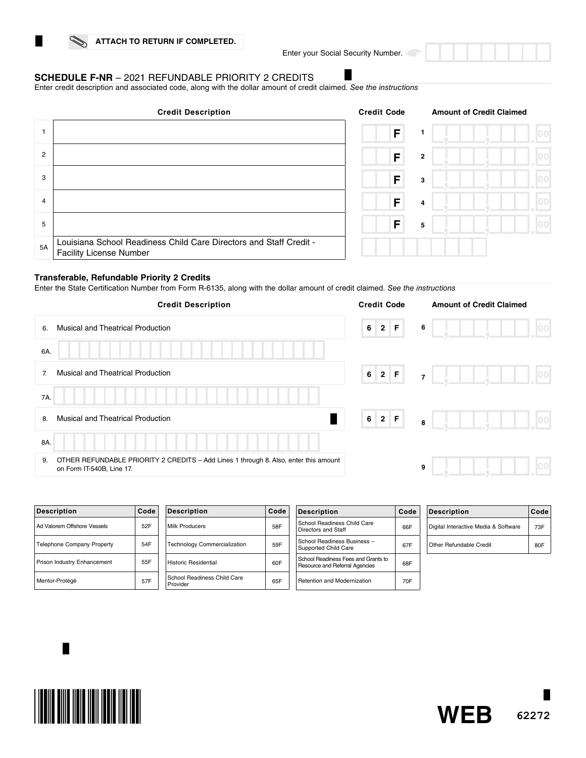ATTACH TO RETURN IF COMPLETED.

Enter your Social Security Number.

## SCHEDULE F-NR – 2021 REFUNDABLE PRIORITY 2 CREDITS

Enter credit description and associated code, along with the dollar amount of credit claimed. *See the instructions*

| | Credit Description | Credit Code | | Amount of Credit Claimed |
|---|---|---|---|---|
| 1 | | F | 1 | .00 |
| 2 | | F | 2 | .00 |
| 3 | | F | 3 | .00 |
| 4 | | F | 4 | .00 |
| 5 | | F | 5 | .00 |
| 5A | Louisiana School Readiness Child Care Directors and Staff Credit - Facility License Number | | | |

### Transferable, Refundable Priority 2 Credits

Enter the State Certification Number from Form R-6135, along with the dollar amount of credit claimed. *See the instructions*

| | Credit Description | Credit Code | | Amount of Credit Claimed |
|---|---|---|---|---|
| 6. | Musical and Theatrical Production | 62F | 6 | .00 |
| 6A. | | | | |
| 7. | Musical and Theatrical Production | 62F | 7 | .00 |
| 7A. | | | | |
| 8. | Musical and Theatrical Production | 62F | 8 | .00 |
| 8A. | | | | |
| 9. | OTHER REFUNDABLE PRIORITY 2 CREDITS – Add Lines 1 through 8. Also, enter this amount on Form IT-540B, Line 17. | | 9 | .00 |

| Description | Code | Description | Code | Description | Code | Description | Code |
|---|---|---|---|---|---|---|---|
| Ad Valorem Offshore Vessels | 52F | Milk Producers | 58F | School Readiness Child Care Directors and Staff | 66F | Digital Interactive Media & Software | 73F |
| Telephone Company Property | 54F | Technology Commercialization | 59F | School Readiness Business – Supported Child Care | 67F | Other Refundable Credit | 80F |
| Prison Industry Enhancement | 55F | Historic Residential | 60F | School Readiness Fees and Grants to Resource and Referral Agencies | 68F | | |
| Mentor-Protégé | 57F | School Readiness Child Care Provider | 65F | Retention and Modernization | 70F | | |

WEB 62272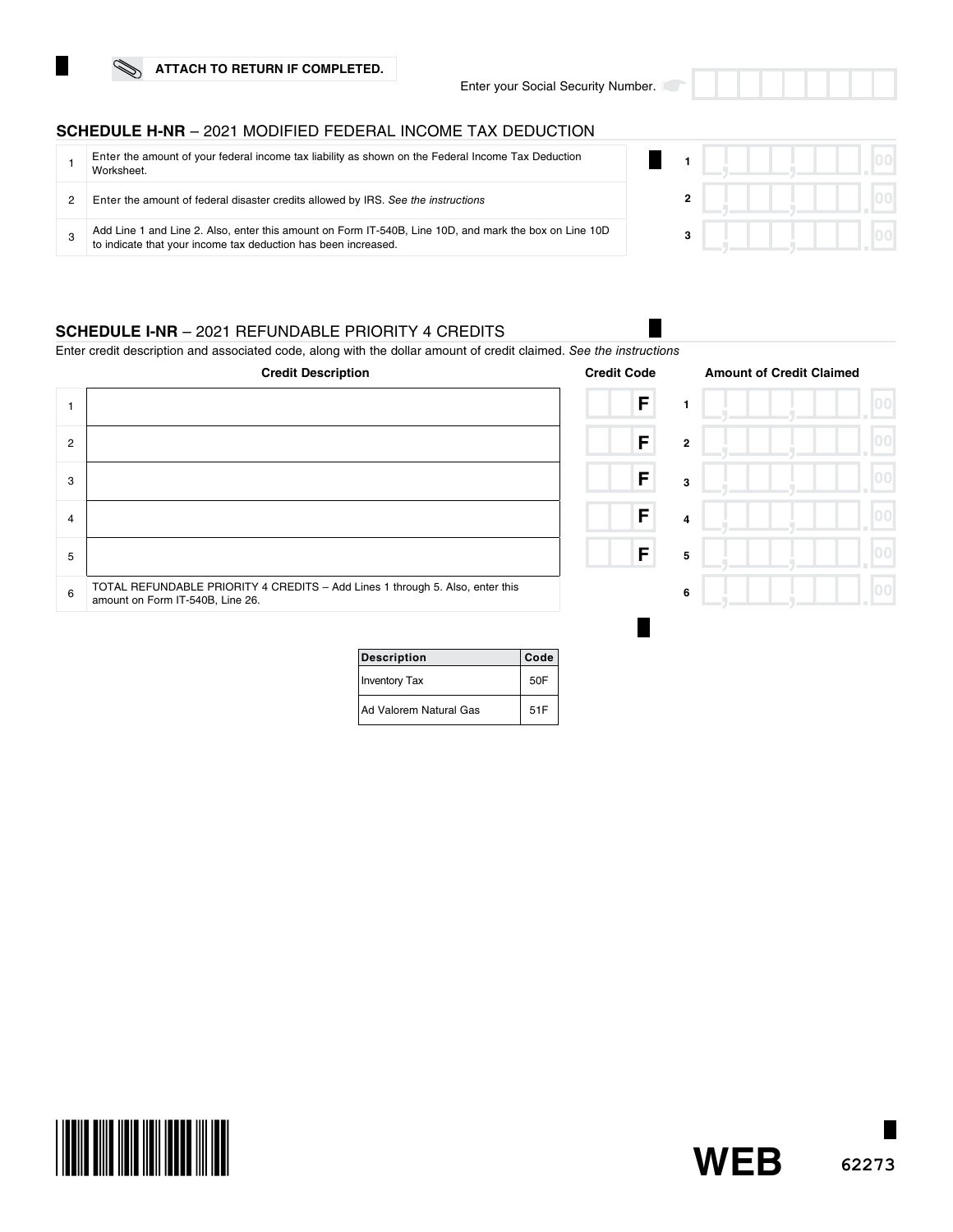ATTACH TO RETURN IF COMPLETED.

Enter your Social Security Number.

## SCHEDULE H-NR – 2021 MODIFIED FEDERAL INCOME TAX DEDUCTION

| | | | |
|---|---|---|---|
| 1 | Enter the amount of your federal income tax liability as shown on the Federal Income Tax Deduction Worksheet. | 1 | .00 |
| 2 | Enter the amount of federal disaster credits allowed by IRS. *See the instructions* | 2 | .00 |
| 3 | Add Line 1 and Line 2. Also, enter this amount on Form IT-540B, Line 10D, and mark the box on Line 10D to indicate that your income tax deduction has been increased. | 3 | .00 |

## SCHEDULE I-NR – 2021 REFUNDABLE PRIORITY 4 CREDITS

Enter credit description and associated code, along with the dollar amount of credit claimed. *See the instructions*

| | Credit Description | Credit Code | | Amount of Credit Claimed |
|---|---|---|---|---|
| 1 | | F | 1 | .00 |
| 2 | | F | 2 | .00 |
| 3 | | F | 3 | .00 |
| 4 | | F | 4 | .00 |
| 5 | | F | 5 | .00 |
| 6 | TOTAL REFUNDABLE PRIORITY 4 CREDITS – Add Lines 1 through 5. Also, enter this amount on Form IT-540B, Line 26. | | 6 | .00 |

| Description | Code |
|---|---|
| Inventory Tax | 50F |
| Ad Valorem Natural Gas | 51F |

WEB 62273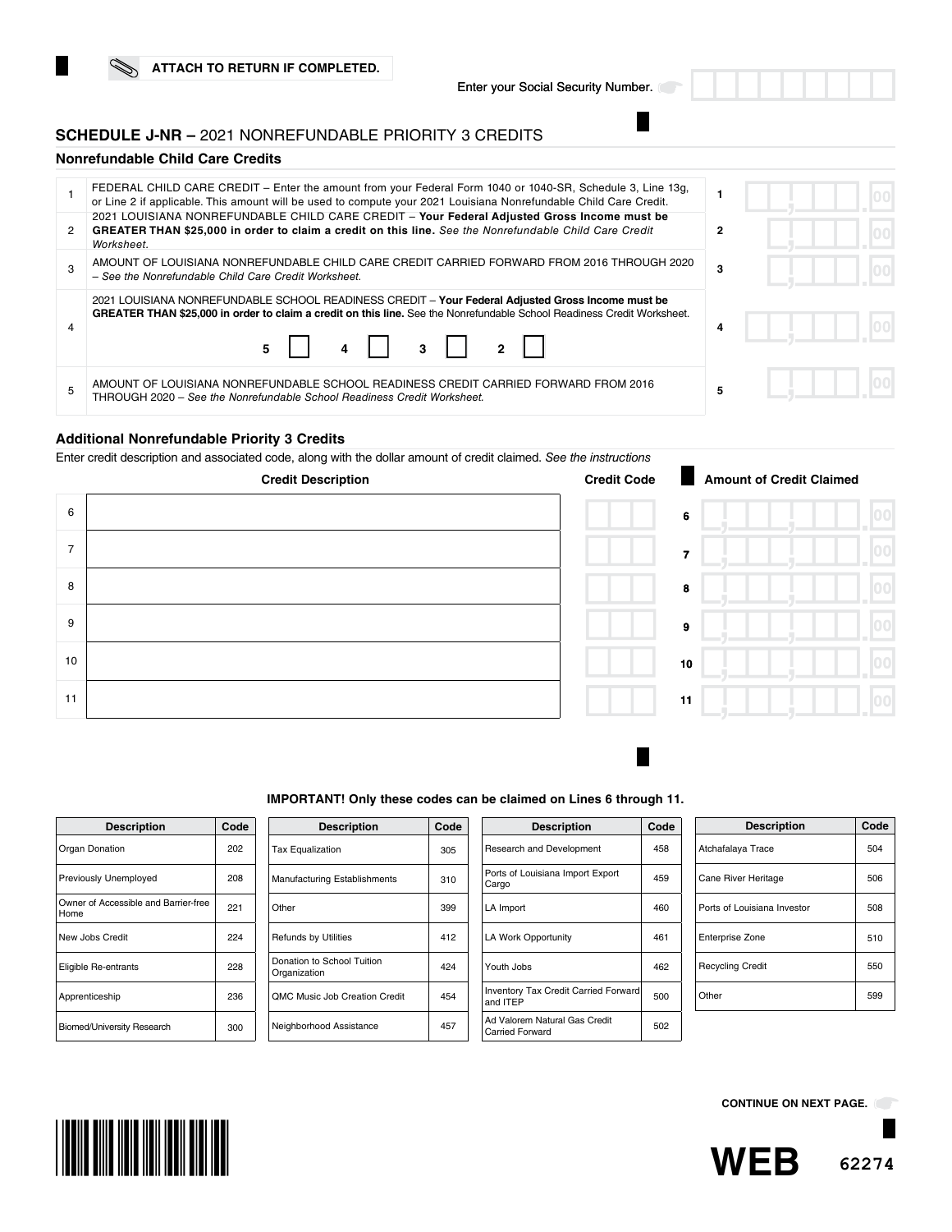**ATTACH TO RETURN IF COMPLETED.**

Enter your Social Security Number.

## SCHEDULE J-NR – 2021 NONREFUNDABLE PRIORITY 3 CREDITS

### Nonrefundable Child Care Credits

| | | | |
|---|---|---|---|
| 1 | FEDERAL CHILD CARE CREDIT – Enter the amount from your Federal Form 1040 or 1040-SR, Schedule 3, Line 13g, or Line 2 if applicable. This amount will be used to compute your 2021 Louisiana Nonrefundable Child Care Credit. | 1 | .00 |
| 2 | 2021 LOUISIANA NONREFUNDABLE CHILD CARE CREDIT – **Your Federal Adjusted Gross Income must be GREATER THAN $25,000 in order to claim a credit on this line.** *See the Nonrefundable Child Care Credit Worksheet.* | 2 | .00 |
| 3 | AMOUNT OF LOUISIANA NONREFUNDABLE CHILD CARE CREDIT CARRIED FORWARD FROM 2016 THROUGH 2020 – *See the Nonrefundable Child Care Credit Worksheet.* | 3 | .00 |
| 4 | 2021 LOUISIANA NONREFUNDABLE SCHOOL READINESS CREDIT – **Your Federal Adjusted Gross Income must be GREATER THAN $25,000 in order to claim a credit on this line.** See the Nonrefundable School Readiness Credit Worksheet. 5 ☐ 4 ☐ 3 ☐ 2 ☐ | 4 | .00 |
| 5 | AMOUNT OF LOUISIANA NONREFUNDABLE SCHOOL READINESS CREDIT CARRIED FORWARD FROM 2016 THROUGH 2020 – *See the Nonrefundable School Readiness Credit Worksheet.* | 5 | .00 |

### Additional Nonrefundable Priority 3 Credits

Enter credit description and associated code, along with the dollar amount of credit claimed. *See the instructions*

| | Credit Description | Credit Code | | Amount of Credit Claimed |
|---|---|---|---|---|
| 6 | | | 6 | .00 |
| 7 | | | 7 | .00 |
| 8 | | | 8 | .00 |
| 9 | | | 9 | .00 |
| 10 | | | 10 | .00 |
| 11 | | | 11 | .00 |

**IMPORTANT! Only these codes can be claimed on Lines 6 through 11.**

| Description | Code | Description | Code | Description | Code | Description | Code |
|---|---|---|---|---|---|---|---|
| Organ Donation | 202 | Tax Equalization | 305 | Research and Development | 458 | Atchafalaya Trace | 504 |
| Previously Unemployed | 208 | Manufacturing Establishments | 310 | Ports of Louisiana Import Export Cargo | 459 | Cane River Heritage | 506 |
| Owner of Accessible and Barrier-free Home | 221 | Other | 399 | LA Import | 460 | Ports of Louisiana Investor | 508 |
| New Jobs Credit | 224 | Refunds by Utilities | 412 | LA Work Opportunity | 461 | Enterprise Zone | 510 |
| Eligible Re-entrants | 228 | Donation to School Tuition Organization | 424 | Youth Jobs | 462 | Recycling Credit | 550 |
| Apprenticeship | 236 | QMC Music Job Creation Credit | 454 | Inventory Tax Credit Carried Forward and ITEP | 500 | Other | 599 |
| Biomed/University Research | 300 | Neighborhood Assistance | 457 | Ad Valorem Natural Gas Credit Carried Forward | 502 | | |

**CONTINUE ON NEXT PAGE.**

WEB 62274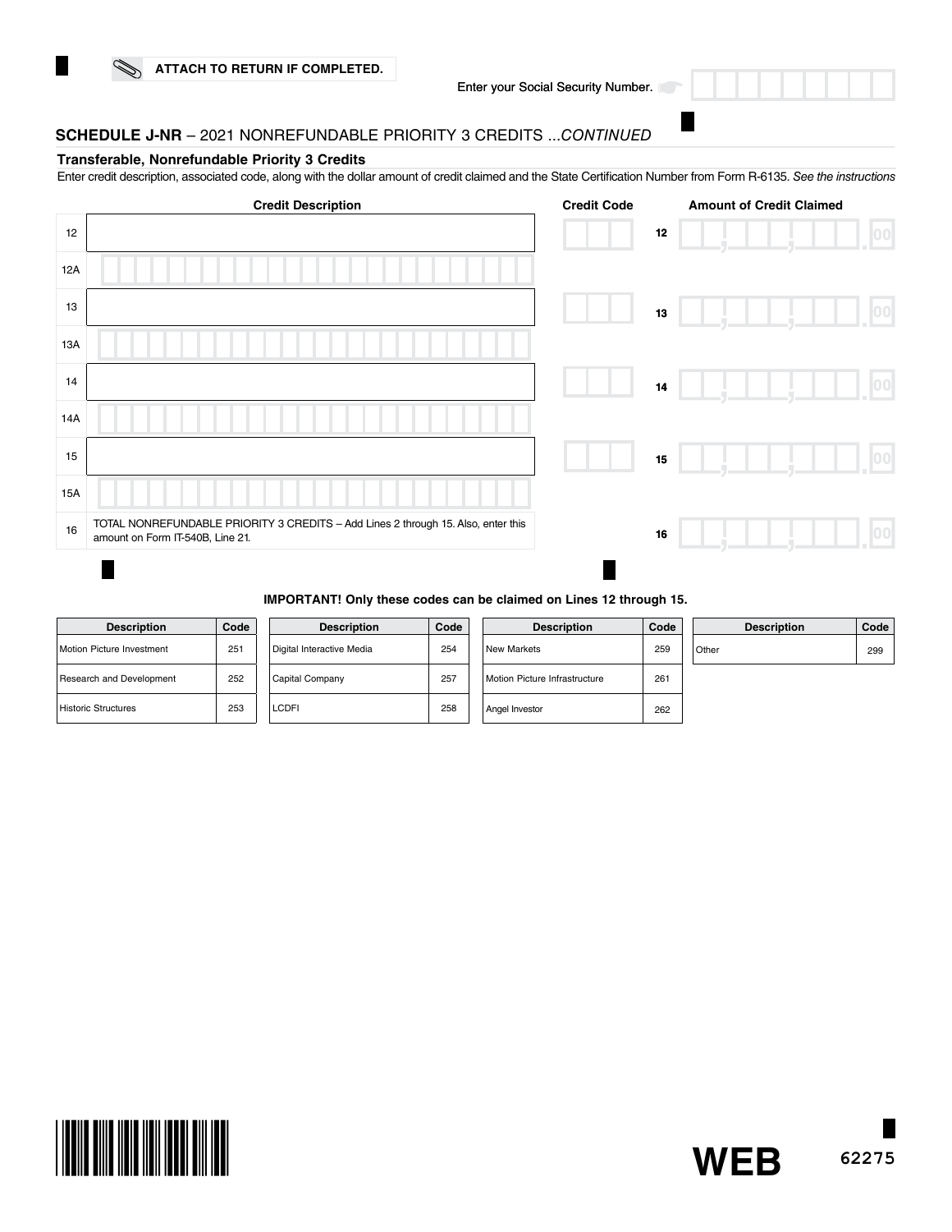ATTACH TO RETURN IF COMPLETED.

Enter your Social Security Number.

## SCHEDULE J-NR – 2021 NONREFUNDABLE PRIORITY 3 CREDITS ...CONTINUED

### Transferable, Nonrefundable Priority 3 Credits

Enter credit description, associated code, along with the dollar amount of credit claimed and the State Certification Number from Form R-6135. *See the instructions*

| | Credit Description | Credit Code | | Amount of Credit Claimed |
|---|---|---|---|---|
| 12 | | | 12 | .00 |
| 12A | | | | |
| 13 | | | 13 | .00 |
| 13A | | | | |
| 14 | | | 14 | .00 |
| 14A | | | | |
| 15 | | | 15 | .00 |
| 15A | | | | |
| 16 | TOTAL NONREFUNDABLE PRIORITY 3 CREDITS – Add Lines 2 through 15. Also, enter this amount on Form IT-540B, Line 21. | | 16 | .00 |

**IMPORTANT! Only these codes can be claimed on Lines 12 through 15.**

| Description | Code |
|---|---|
| Motion Picture Investment | 251 |
| Research and Development | 252 |
| Historic Structures | 253 |
| Digital Interactive Media | 254 |
| Capital Company | 257 |
| LCDFI | 258 |
| New Markets | 259 |
| Motion Picture Infrastructure | 261 |
| Angel Investor | 262 |
| Other | 299 |

WEB 62275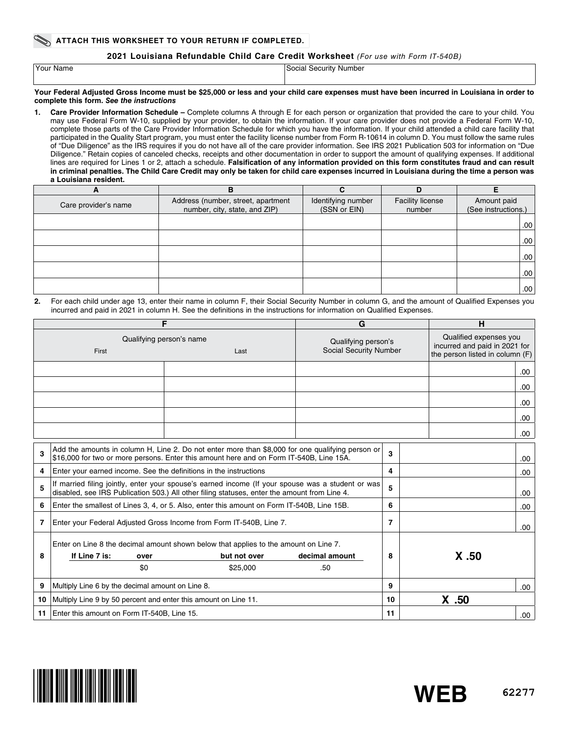**ATTACH THIS WORKSHEET TO YOUR RETURN IF COMPLETED.**

## 2021 Louisiana Refundable Child Care Credit Worksheet *(For use with Form IT-540B)*

| Your Name | Social Security Number |
|---|---|
| | |

**Your Federal Adjusted Gross Income must be $25,000 or less and your child care expenses must have been incurred in Louisiana in order to complete this form. *See the instructions***

1. **Care Provider Information Schedule –** Complete columns A through E for each person or organization that provided the care to your child. You may use Federal Form W-10, supplied by your provider, to obtain the information. If your care provider does not provide a Federal Form W-10, complete those parts of the Care Provider Information Schedule for which you have the information. If your child attended a child care facility that participated in the Quality Start program, you must enter the facility license number from Form R-10614 in column D. You must follow the same rules of "Due Diligence" as the IRS requires if you do not have all of the care provider information. See IRS 2021 Publication 503 for information on "Due Diligence." Retain copies of canceled checks, receipts and other documentation in order to support the amount of qualifying expenses. If additional lines are required for Lines 1 or 2, attach a schedule. **Falsification of any information provided on this form constitutes fraud and can result in criminal penalties. The Child Care Credit may only be taken for child care expenses incurred in Louisiana during the time a person was a Louisiana resident.**

| A | B | C | D | E |
|---|---|---|---|---|
| Care provider's name | Address (number, street, apartment number, city, state, and ZIP) | Identifying number (SSN or EIN) | Facility license number | Amount paid (See instructions.) |
| | | | | .00 |
| | | | | .00 |
| | | | | .00 |
| | | | | .00 |
| | | | | .00 |

2. For each child under age 13, enter their name in column F, their Social Security Number in column G, and the amount of Qualified Expenses you incurred and paid in 2021 in column H. See the definitions in the instructions for information on Qualified Expenses.

| F | | G | H |
|---|---|---|---|
| Qualifying person's name First | Last | Qualifying person's Social Security Number | Qualified expenses you incurred and paid in 2021 for the person listed in column (F) |
| | | | .00 |
| | | | .00 |
| | | | .00 |
| | | | .00 |
| | | | .00 |

| | | | |
|---|---|---|---|
| 3 | Add the amounts in column H, Line 2. Do not enter more than $8,000 for one qualifying person or $16,000 for two or more persons. Enter this amount here and on Form IT-540B, Line 15A. | 3 | .00 |
| 4 | Enter your earned income. See the definitions in the instructions | 4 | .00 |
| 5 | If married filing jointly, enter your spouse's earned income (If your spouse was a student or was disabled, see IRS Publication 503.) All other filing statuses, enter the amount from Line 4. | 5 | .00 |
| 6 | Enter the smallest of Lines 3, 4, or 5. Also, enter this amount on Form IT-540B, Line 15B. | 6 | .00 |
| 7 | Enter your Federal Adjusted Gross Income from Form IT-540B, Line 7. | 7 | .00 |
| 8 | Enter on Line 8 the decimal amount shown below that applies to the amount on Line 7. **If Line 7 is:** over $0 but not over $25,000 decimal amount .50 | 8 | **X .50** |
| 9 | Multiply Line 6 by the decimal amount on Line 8. | 9 | .00 |
| 10 | Multiply Line 9 by 50 percent and enter this amount on Line 11. | 10 | **X .50** |
| 11 | Enter this amount on Form IT-540B, Line 15. | 11 | .00 |

**WEB** 62277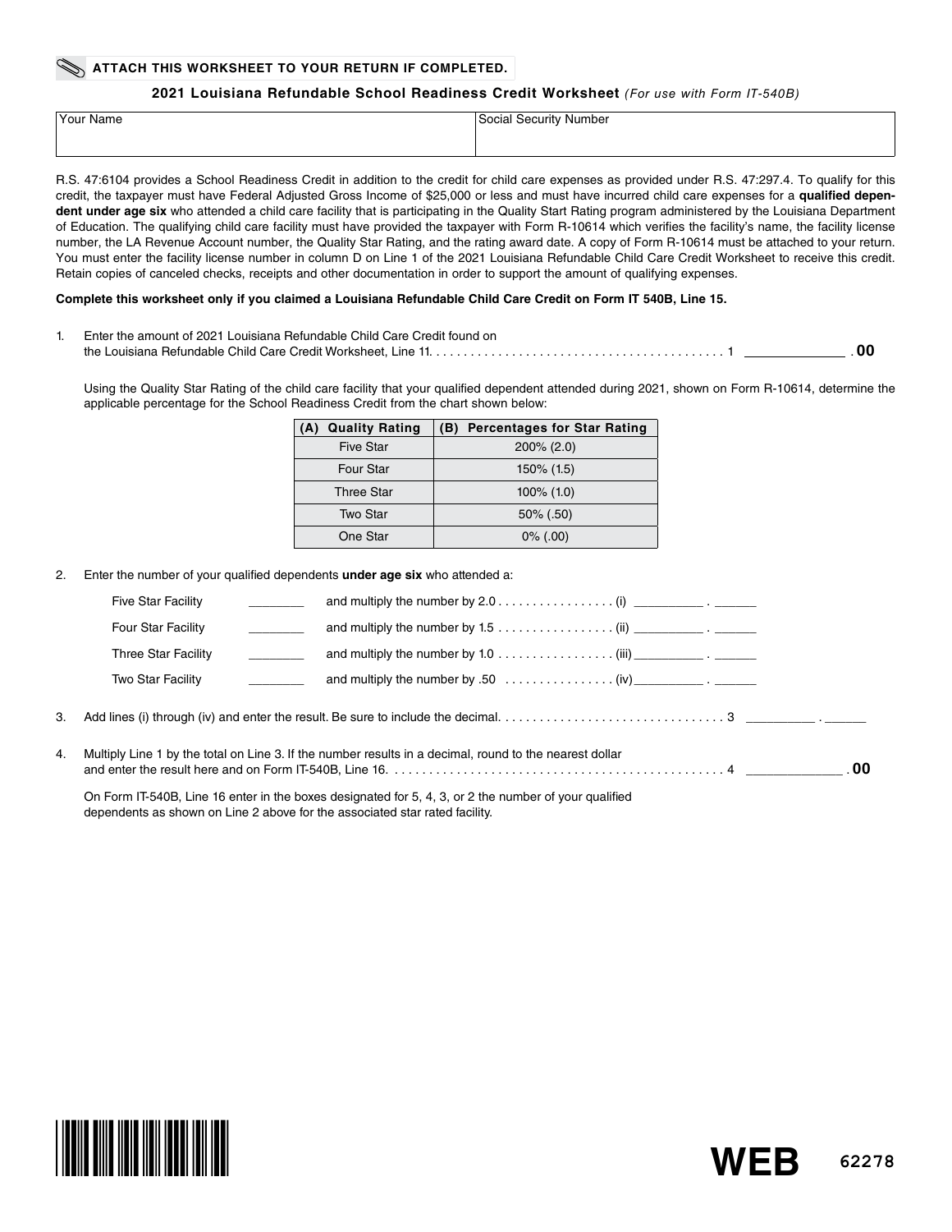**ATTACH THIS WORKSHEET TO YOUR RETURN IF COMPLETED.**

## 2021 Louisiana Refundable School Readiness Credit Worksheet *(For use with Form IT-540B)*

| Your Name | Social Security Number |
|---|---|
| | |

R.S. 47:6104 provides a School Readiness Credit in addition to the credit for child care expenses as provided under R.S. 47:297.4. To qualify for this credit, the taxpayer must have Federal Adjusted Gross Income of $25,000 or less and must have incurred child care expenses for a **qualified dependent under age six** who attended a child care facility that is participating in the Quality Start Rating program administered by the Louisiana Department of Education. The qualifying child care facility must have provided the taxpayer with Form R-10614 which verifies the facility's name, the facility license number, the LA Revenue Account number, the Quality Star Rating, and the rating award date. A copy of Form R-10614 must be attached to your return. You must enter the facility license number in column D on Line 1 of the 2021 Louisiana Refundable Child Care Credit Worksheet to receive this credit. Retain copies of canceled checks, receipts and other documentation in order to support the amount of qualifying expenses.

**Complete this worksheet only if you claimed a Louisiana Refundable Child Care Credit on Form IT 540B, Line 15.**

1. Enter the amount of 2021 Louisiana Refundable Child Care Credit found on the Louisiana Refundable Child Care Credit Worksheet, Line 11. . . . . . . . . . . . . . . . . . . . . . . . . . . . . . . . . . . . . . . . . . . 1 ____________ **.00**

   Using the Quality Star Rating of the child care facility that your qualified dependent attended during 2021, shown on Form R-10614, determine the applicable percentage for the School Readiness Credit from the chart shown below:

| (A) Quality Rating | (B) Percentages for Star Rating |
|---|---|
| Five Star | 200% (2.0) |
| Four Star | 150% (1.5) |
| Three Star | 100% (1.0) |
| Two Star | 50% (.50) |
| One Star | 0% (.00) |

2. Enter the number of your qualified dependents **under age six** who attended a:

   Five Star Facility ________ and multiply the number by 2.0 . . . . . . . . . . . . . . . . . (i) _________ . ______

   Four Star Facility ________ and multiply the number by 1.5 . . . . . . . . . . . . . . . . . (ii) _________ . ______

   Three Star Facility ________ and multiply the number by 1.0 . . . . . . . . . . . . . . . . . (iii) _________ . ______

   Two Star Facility ________ and multiply the number by .50 . . . . . . . . . . . . . . . . (iv) _________ . ______

3. Add lines (i) through (iv) and enter the result. Be sure to include the decimal. . . . . . . . . . . . . . . . . . . . . . . . . . . . . . . . . 3 _________ . ______

4. Multiply Line 1 by the total on Line 3. If the number results in a decimal, round to the nearest dollar and enter the result here and on Form IT-540B, Line 16. . . . . . . . . . . . . . . . . . . . . . . . . . . . . . . . . . . . . . . . . . . . . . . . . 4 ____________ **.00**

   On Form IT-540B, Line 16 enter in the boxes designated for 5, 4, 3, or 2 the number of your qualified dependents as shown on Line 2 above for the associated star rated facility.

**WEB** 62278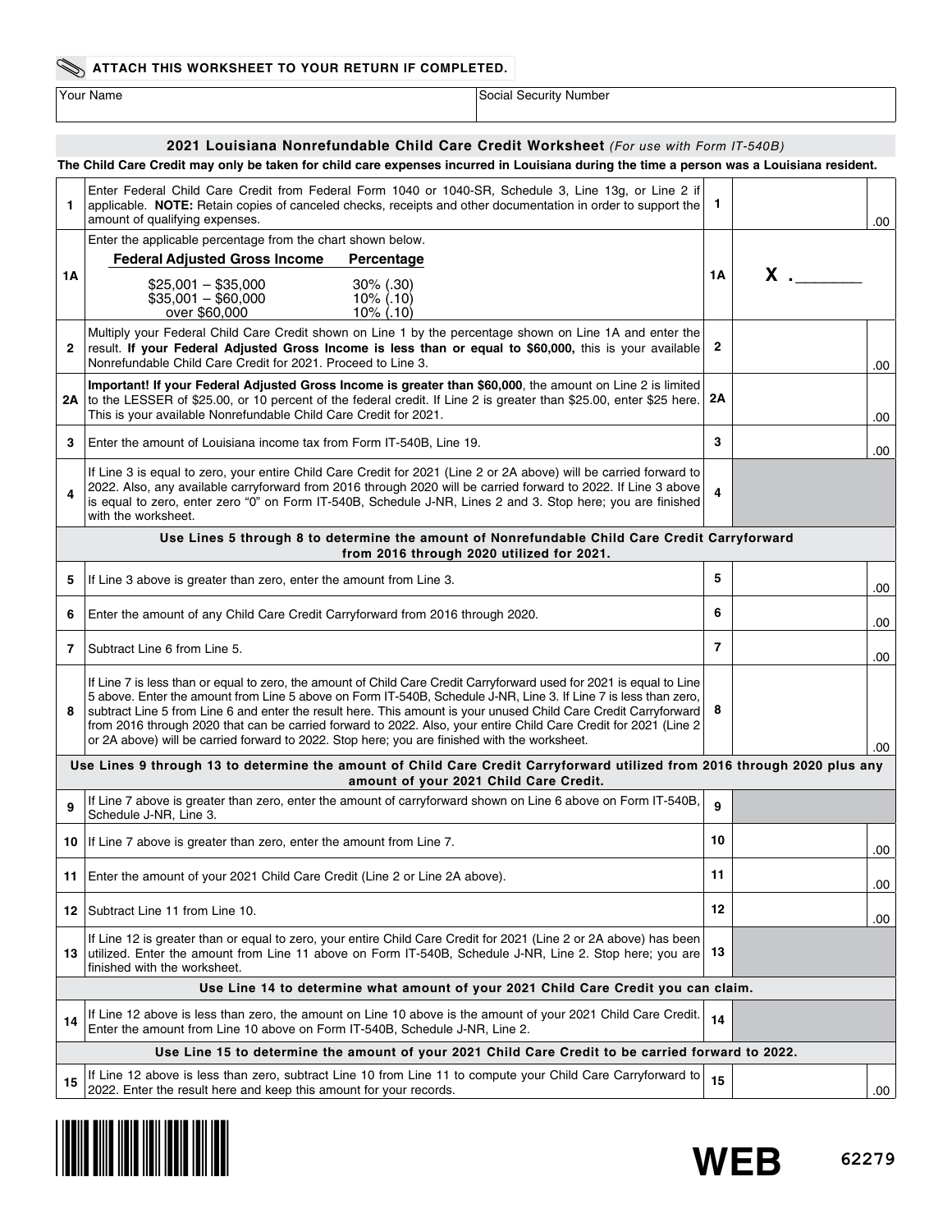**ATTACH THIS WORKSHEET TO YOUR RETURN IF COMPLETED.**

| Your Name | Social Security Number |
|---|---|
| | |

## 2021 Louisiana Nonrefundable Child Care Credit Worksheet *(For use with Form IT-540B)*

**The Child Care Credit may only be taken for child care expenses incurred in Louisiana during the time a person was a Louisiana resident.**

| | | | |
|---|---|---|---|
| **1** | Enter Federal Child Care Credit from Federal Form 1040 or 1040-SR, Schedule 3, Line 13g, or Line 2 if applicable. **NOTE:** Retain copies of canceled checks, receipts and other documentation in order to support the amount of qualifying expenses. | **1** | .00 |
| **1A** | Enter the applicable percentage from the chart shown below.<br>**Federal Adjusted Gross Income** — **Percentage**<br>$25,001 – $35,000 — 30% (.30)<br>$35,001 – $60,000 — 10% (.10)<br>over $60,000 — 10% (.10) | **1A** | **X .______** |
| **2** | Multiply your Federal Child Care Credit shown on Line 1 by the percentage shown on Line 1A and enter the result. **If your Federal Adjusted Gross Income is less than or equal to $60,000,** this is your available Nonrefundable Child Care Credit for 2021. Proceed to Line 3. | **2** | .00 |
| **2A** | **Important! If your Federal Adjusted Gross Income is greater than $60,000**, the amount on Line 2 is limited to the LESSER of $25.00, or 10 percent of the federal credit. If Line 2 is greater than $25.00, enter $25 here. This is your available Nonrefundable Child Care Credit for 2021. | **2A** | .00 |
| **3** | Enter the amount of Louisiana income tax from Form IT-540B, Line 19. | **3** | .00 |
| **4** | If Line 3 is equal to zero, your entire Child Care Credit for 2021 (Line 2 or 2A above) will be carried forward to 2022. Also, any available carryforward from 2016 through 2020 will be carried forward to 2022. If Line 3 above is equal to zero, enter zero "0" on Form IT-540B, Schedule J-NR, Lines 2 and 3. Stop here; you are finished with the worksheet. | **4** | |
| | **Use Lines 5 through 8 to determine the amount of Nonrefundable Child Care Credit Carryforward from 2016 through 2020 utilized for 2021.** | | |
| **5** | If Line 3 above is greater than zero, enter the amount from Line 3. | **5** | .00 |
| **6** | Enter the amount of any Child Care Credit Carryforward from 2016 through 2020. | **6** | .00 |
| **7** | Subtract Line 6 from Line 5. | **7** | .00 |
| **8** | If Line 7 is less than or equal to zero, the amount of Child Care Credit Carryforward used for 2021 is equal to Line 5 above. Enter the amount from Line 5 above on Form IT-540B, Schedule J-NR, Line 3. If Line 7 is less than zero, subtract Line 5 from Line 6 and enter the result here. This amount is your unused Child Care Credit Carryforward from 2016 through 2020 that can be carried forward to 2022. Also, your entire Child Care Credit for 2021 (Line 2 or 2A above) will be carried forward to 2022. Stop here; you are finished with the worksheet. | **8** | .00 |
| | **Use Lines 9 through 13 to determine the amount of Child Care Credit Carryforward utilized from 2016 through 2020 plus any amount of your 2021 Child Care Credit.** | | |
| **9** | If Line 7 above is greater than zero, enter the amount of carryforward shown on Line 6 above on Form IT-540B, Schedule J-NR, Line 3. | **9** | |
| **10** | If Line 7 above is greater than zero, enter the amount from Line 7. | **10** | .00 |
| **11** | Enter the amount of your 2021 Child Care Credit (Line 2 or Line 2A above). | **11** | .00 |
| **12** | Subtract Line 11 from Line 10. | **12** | .00 |
| **13** | If Line 12 is greater than or equal to zero, your entire Child Care Credit for 2021 (Line 2 or 2A above) has been utilized. Enter the amount from Line 11 above on Form IT-540B, Schedule J-NR, Line 2. Stop here; you are finished with the worksheet. | **13** | |
| | **Use Line 14 to determine what amount of your 2021 Child Care Credit you can claim.** | | |
| **14** | If Line 12 above is less than zero, the amount on Line 10 above is the amount of your 2021 Child Care Credit. Enter the amount from Line 10 above on Form IT-540B, Schedule J-NR, Line 2. | **14** | |
| | **Use Line 15 to determine the amount of your 2021 Child Care Credit to be carried forward to 2022.** | | |
| **15** | If Line 12 above is less than zero, subtract Line 10 from Line 11 to compute your Child Care Carryforward to 2022. Enter the result here and keep this amount for your records. | **15** | .00 |

**WEB** 62279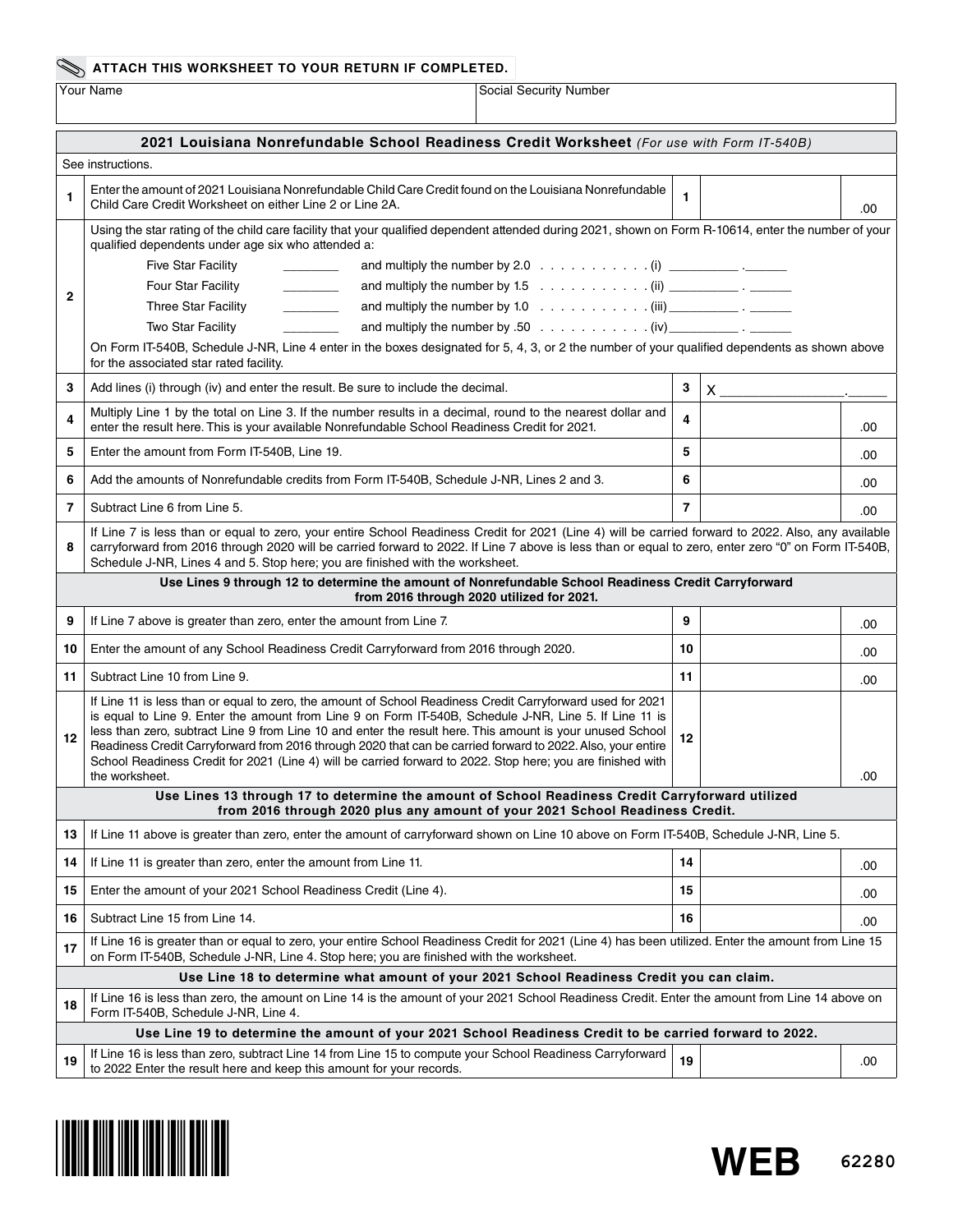**ATTACH THIS WORKSHEET TO YOUR RETURN IF COMPLETED.**

| Your Name | Social Security Number |
|---|---|
| | |

## 2021 Louisiana Nonrefundable School Readiness Credit Worksheet *(For use with Form IT-540B)*

See instructions.

| | | | | |
|---|---|---|---|---|
| **1** | Enter the amount of 2021 Louisiana Nonrefundable Child Care Credit found on the Louisiana Nonrefundable Child Care Credit Worksheet on either Line 2 or Line 2A. | **1** | | .00 |
| **2** | Using the star rating of the child care facility that your qualified dependent attended during 2021, shown on Form R-10614, enter the number of your qualified dependents under age six who attended a:<br>Five Star Facility ________ and multiply the number by 2.0 . . . . . . . . . . . (i) __________ .______<br>Four Star Facility ________ and multiply the number by 1.5 . . . . . . . . . . . (ii) __________ . ______<br>Three Star Facility ________ and multiply the number by 1.0 . . . . . . . . . . . (iii) __________ . ______<br>Two Star Facility ________ and multiply the number by .50 . . . . . . . . . . . (iv) __________ . ______<br>On Form IT-540B, Schedule J-NR, Line 4 enter in the boxes designated for 5, 4, 3, or 2 the number of your qualified dependents as shown above for the associated star rated facility. | | | |
| **3** | Add lines (i) through (iv) and enter the result. Be sure to include the decimal. | **3** | X ________________ | .______ |
| **4** | Multiply Line 1 by the total on Line 3. If the number results in a decimal, round to the nearest dollar and enter the result here. This is your available Nonrefundable School Readiness Credit for 2021. | **4** | | .00 |
| **5** | Enter the amount from Form IT-540B, Line 19. | **5** | | .00 |
| **6** | Add the amounts of Nonrefundable credits from Form IT-540B, Schedule J-NR, Lines 2 and 3. | **6** | | .00 |
| **7** | Subtract Line 6 from Line 5. | **7** | | .00 |
| **8** | If Line 7 is less than or equal to zero, your entire School Readiness Credit for 2021 (Line 4) will be carried forward to 2022. Also, any available carryforward from 2016 through 2020 will be carried forward to 2022. If Line 7 above is less than or equal to zero, enter zero "0" on Form IT-540B, Schedule J-NR, Lines 4 and 5. Stop here; you are finished with the worksheet. | | | |
| | **Use Lines 9 through 12 to determine the amount of Nonrefundable School Readiness Credit Carryforward from 2016 through 2020 utilized for 2021.** | | | |
| **9** | If Line 7 above is greater than zero, enter the amount from Line 7. | **9** | | .00 |
| **10** | Enter the amount of any School Readiness Credit Carryforward from 2016 through 2020. | **10** | | .00 |
| **11** | Subtract Line 10 from Line 9. | **11** | | .00 |
| **12** | If Line 11 is less than or equal to zero, the amount of School Readiness Credit Carryforward used for 2021 is equal to Line 9. Enter the amount from Line 9 on Form IT-540B, Schedule J-NR, Line 5. If Line 11 is less than zero, subtract Line 9 from Line 10 and enter the result here. This amount is your unused School Readiness Credit Carryforward from 2016 through 2020 that can be carried forward to 2022. Also, your entire School Readiness Credit for 2021 (Line 4) will be carried forward to 2022. Stop here; you are finished with the worksheet. | **12** | | .00 |
| | **Use Lines 13 through 17 to determine the amount of School Readiness Credit Carryforward utilized from 2016 through 2020 plus any amount of your 2021 School Readiness Credit.** | | | |
| **13** | If Line 11 above is greater than zero, enter the amount of carryforward shown on Line 10 above on Form IT-540B, Schedule J-NR, Line 5. | | | |
| **14** | If Line 11 is greater than zero, enter the amount from Line 11. | **14** | | .00 |
| **15** | Enter the amount of your 2021 School Readiness Credit (Line 4). | **15** | | .00 |
| **16** | Subtract Line 15 from Line 14. | **16** | | .00 |
| **17** | If Line 16 is greater than or equal to zero, your entire School Readiness Credit for 2021 (Line 4) has been utilized. Enter the amount from Line 15 on Form IT-540B, Schedule J-NR, Line 4. Stop here; you are finished with the worksheet. | | | |
| | **Use Line 18 to determine what amount of your 2021 School Readiness Credit you can claim.** | | | |
| **18** | If Line 16 is less than zero, the amount on Line 14 is the amount of your 2021 School Readiness Credit. Enter the amount from Line 14 above on Form IT-540B, Schedule J-NR, Line 4. | | | |
| | **Use Line 19 to determine the amount of your 2021 School Readiness Credit to be carried forward to 2022.** | | | |
| **19** | If Line 16 is less than zero, subtract Line 14 from Line 15 to compute your School Readiness Carryforward to 2022 Enter the result here and keep this amount for your records. | **19** | | .00 |

**WEB** 62280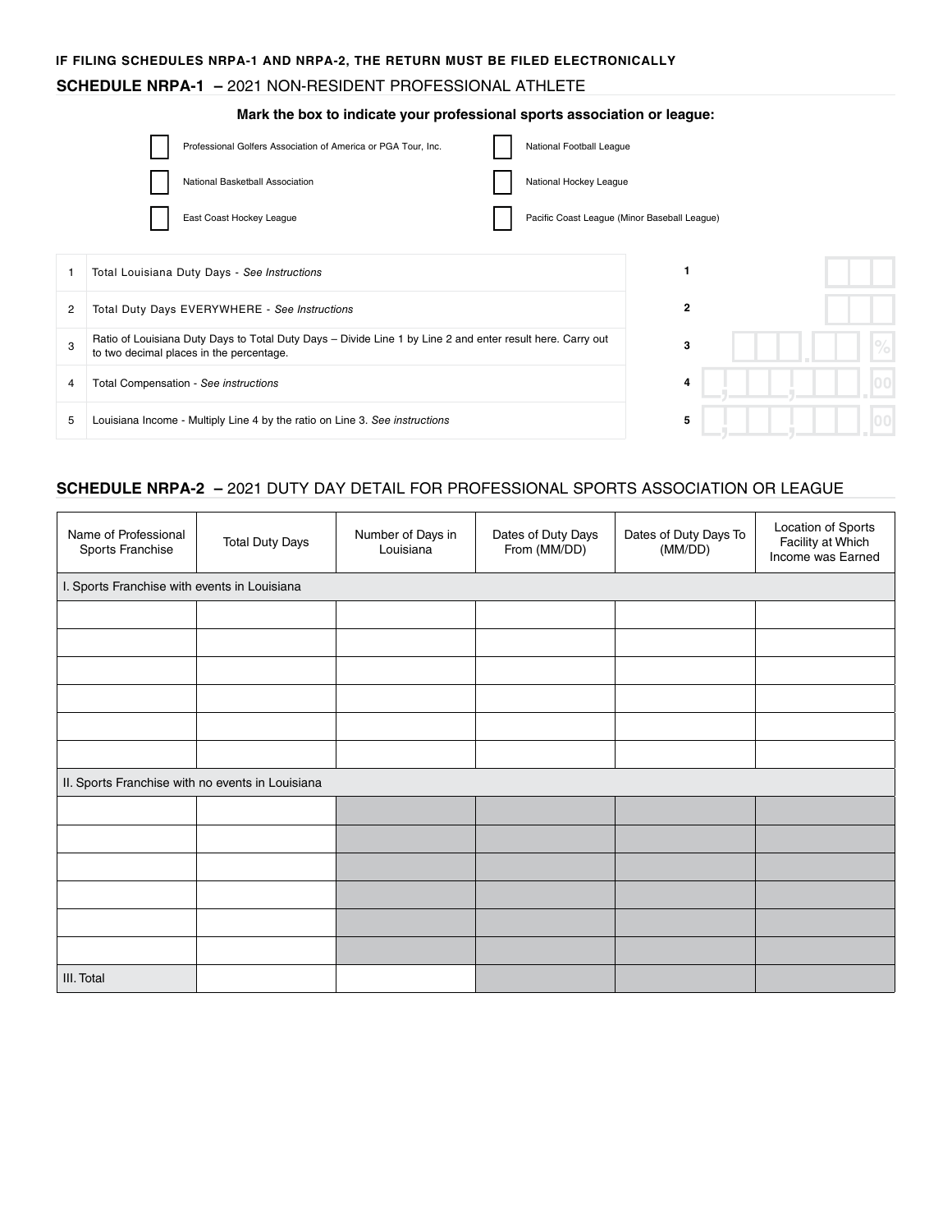**IF FILING SCHEDULES NRPA-1 AND NRPA-2, THE RETURN MUST BE FILED ELECTRONICALLY**

## SCHEDULE NRPA-1 – 2021 NON-RESIDENT PROFESSIONAL ATHLETE

**Mark the box to indicate your professional sports association or league:**

- ☐ Professional Golfers Association of America or PGA Tour, Inc.
- ☐ National Football League
- ☐ National Basketball Association
- ☐ National Hockey League
- ☐ East Coast Hockey League
- ☐ Pacific Coast League (Minor Baseball League)

| | | | |
|---|---|---|---|
| 1 | Total Louisiana Duty Days - *See Instructions* | 1 | |
| 2 | Total Duty Days EVERYWHERE - *See Instructions* | 2 | |
| 3 | Ratio of Louisiana Duty Days to Total Duty Days – Divide Line 1 by Line 2 and enter result here. Carry out to two decimal places in the percentage. | 3 | . % |
| 4 | Total Compensation - *See instructions* | 4 | , , .00 |
| 5 | Louisiana Income - Multiply Line 4 by the ratio on Line 3. *See instructions* | 5 | , , .00 |

## SCHEDULE NRPA-2 – 2021 DUTY DAY DETAIL FOR PROFESSIONAL SPORTS ASSOCIATION OR LEAGUE

| Name of Professional Sports Franchise | Total Duty Days | Number of Days in Louisiana | Dates of Duty Days From (MM/DD) | Dates of Duty Days To (MM/DD) | Location of Sports Facility at Which Income was Earned |
|---|---|---|---|---|---|
| I. Sports Franchise with events in Louisiana | | | | | |
| | | | | | |
| | | | | | |
| | | | | | |
| | | | | | |
| | | | | | |
| | | | | | |
| II. Sports Franchise with no events in Louisiana | | | | | |
| | | | | | |
| | | | | | |
| | | | | | |
| | | | | | |
| | | | | | |
| | | | | | |
| III. Total | | | | | |